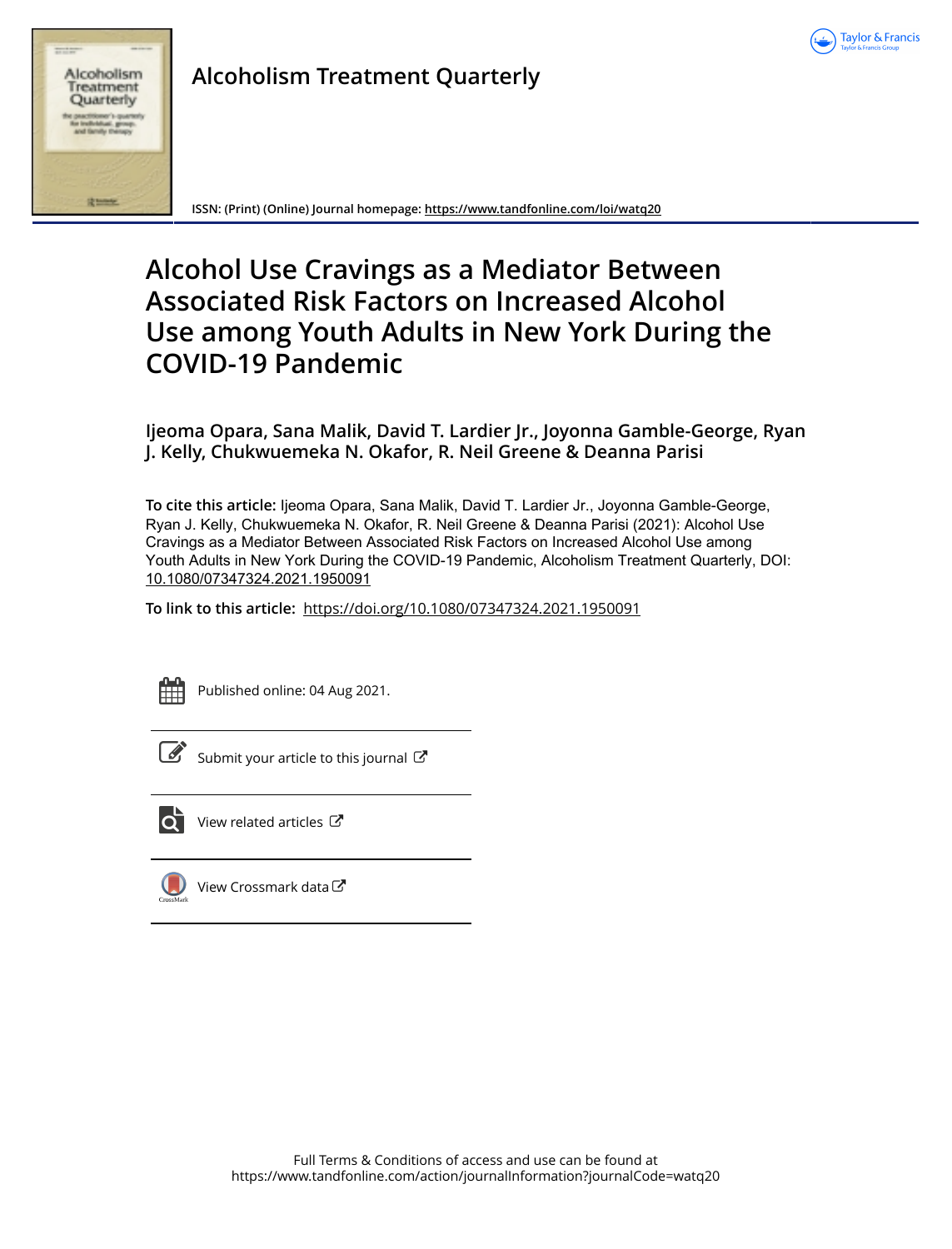# Alcoholism Treatment Quarterly

ISSN: (Print) (Online) Journal homepage: https://www.tandfonline.com/loi/watq20

# Alcohol Use Cravings as a Mediator Between Associated Risk Factors on Increased Alcohol Use among Youth Adults in New York During the COVID-19 Pandemic

**Ijeoma Opara, Sana Malik, David T. Lardier Jr., Joyonna Gamble-George, Ryan J. Kelly, Chukwuemeka N. Okafor, R. Neil Greene & Deanna Parisi**

**To cite this article:** Ijeoma Opara, Sana Malik, David T. Lardier Jr., Joyonna Gamble-George, Ryan J. Kelly, Chukwuemeka N. Okafor, R. Neil Greene & Deanna Parisi (2021): Alcohol Use Cravings as a Mediator Between Associated Risk Factors on Increased Alcohol Use among Youth Adults in New York During the COVID-19 Pandemic, Alcoholism Treatment Quarterly, DOI: 10.1080/07347324.2021.1950091

**To link to this article:** https://doi.org/10.1080/07347324.2021.1950091

Published online: 04 Aug 2021.

Submit your article to this journal

View related articles

View Crossmark data

Full Terms & Conditions of access and use can be found at https://www.tandfonline.com/action/journalInformation?journalCode=watq20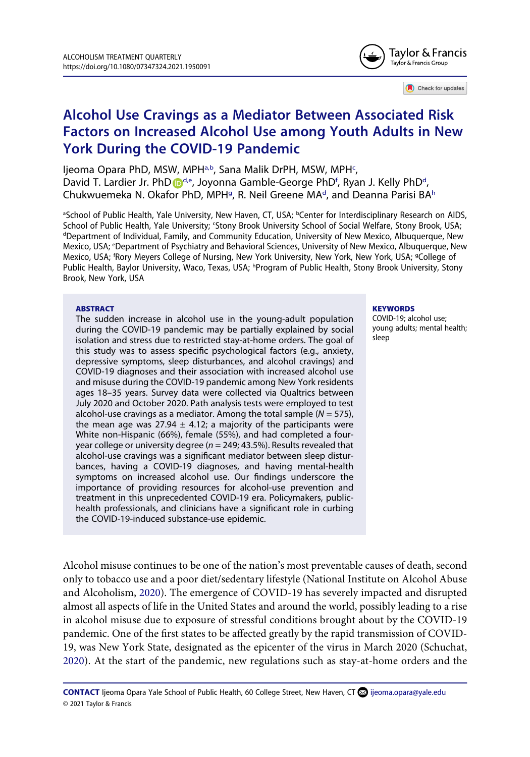# Alcohol Use Cravings as a Mediator Between Associated Risk Factors on Increased Alcohol Use among Youth Adults in New York During the COVID-19 Pandemic

Ijeoma Opara PhD, MSW, MPH[a,b], Sana Malik DrPH, MSW, MPH[c], David T. Lardier Jr. PhD[d,e], Joyonna Gamble-George PhD[f], Ryan J. Kelly PhD[d], Chukwuemeka N. Okafor PhD, MPH[g], R. Neil Greene MA[d], and Deanna Parisi BA[h]

[a]School of Public Health, Yale University, New Haven, CT, USA; [b]Center for Interdisciplinary Research on AIDS, School of Public Health, Yale University; [c]Stony Brook University School of Social Welfare, Stony Brook, USA; [d]Department of Individual, Family, and Community Education, University of New Mexico, Albuquerque, New Mexico, USA; [e]Department of Psychiatry and Behavioral Sciences, University of New Mexico, Albuquerque, New Mexico, USA; [f]Rory Meyers College of Nursing, New York University, New York, New York, USA; [g]College of Public Health, Baylor University, Waco, Texas, USA; [h]Program of Public Health, Stony Brook University, Stony Brook, New York, USA

**ABSTRACT**

The sudden increase in alcohol use in the young-adult population during the COVID-19 pandemic may be partially explained by social isolation and stress due to restricted stay-at-home orders. The goal of this study was to assess specific psychological factors (e.g., anxiety, depressive symptoms, sleep disturbances, and alcohol cravings) and COVID-19 diagnoses and their association with increased alcohol use and misuse during the COVID-19 pandemic among New York residents ages 18–35 years. Survey data were collected via Qualtrics between July 2020 and October 2020. Path analysis tests were employed to test alcohol-use cravings as a mediator. Among the total sample ($N = 575$), the mean age was $27.94 \pm 4.12$; a majority of the participants were White non-Hispanic (66%), female (55%), and had completed a four-year college or university degree ($n = 249$; 43.5%). Results revealed that alcohol-use cravings was a significant mediator between sleep disturbances, having a COVID-19 diagnoses, and having mental-health symptoms on increased alcohol use. Our findings underscore the importance of providing resources for alcohol-use prevention and treatment in this unprecedented COVID-19 era. Policymakers, public-health professionals, and clinicians have a significant role in curbing the COVID-19-induced substance-use epidemic.

**KEYWORDS**

COVID-19; alcohol use; young adults; mental health; sleep

Alcohol misuse continues to be one of the nation's most preventable causes of death, second only to tobacco use and a poor diet/sedentary lifestyle (National Institute on Alcohol Abuse and Alcoholism, 2020). The emergence of COVID-19 has severely impacted and disrupted almost all aspects of life in the United States and around the world, possibly leading to a rise in alcohol misuse due to exposure of stressful conditions brought about by the COVID-19 pandemic. One of the first states to be affected greatly by the rapid transmission of COVID-19, was New York State, designated as the epicenter of the virus in March 2020 (Schuchat, 2020). At the start of the pandemic, new regulations such as stay-at-home orders and the

**CONTACT** Ijeoma Opara Yale School of Public Health, 60 College Street, New Haven, CT ijeoma.opara@yale.edu

© 2021 Taylor & Francis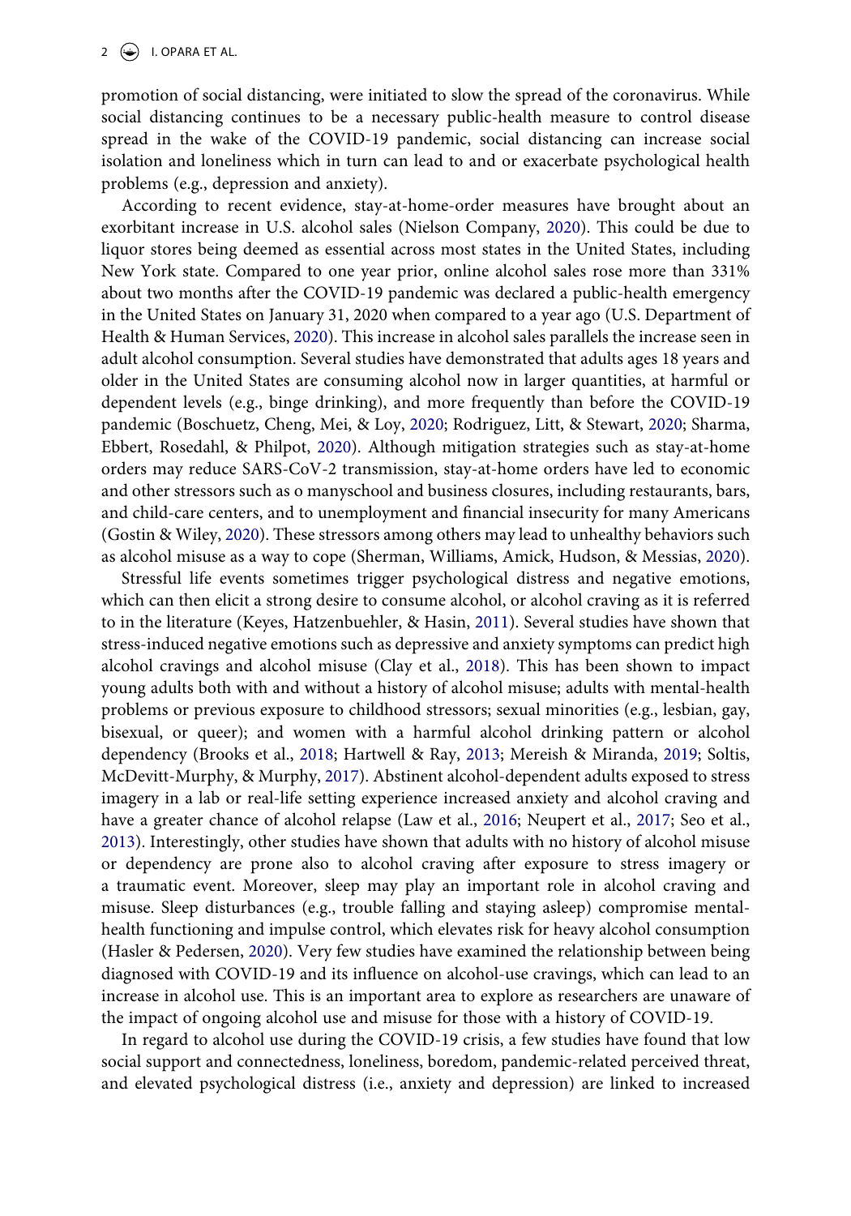promotion of social distancing, were initiated to slow the spread of the coronavirus. While social distancing continues to be a necessary public-health measure to control disease spread in the wake of the COVID-19 pandemic, social distancing can increase social isolation and loneliness which in turn can lead to and or exacerbate psychological health problems (e.g., depression and anxiety).

According to recent evidence, stay-at-home-order measures have brought about an exorbitant increase in U.S. alcohol sales (Nielson Company, 2020). This could be due to liquor stores being deemed as essential across most states in the United States, including New York state. Compared to one year prior, online alcohol sales rose more than 331% about two months after the COVID-19 pandemic was declared a public-health emergency in the United States on January 31, 2020 when compared to a year ago (U.S. Department of Health & Human Services, 2020). This increase in alcohol sales parallels the increase seen in adult alcohol consumption. Several studies have demonstrated that adults ages 18 years and older in the United States are consuming alcohol now in larger quantities, at harmful or dependent levels (e.g., binge drinking), and more frequently than before the COVID-19 pandemic (Boschuetz, Cheng, Mei, & Loy, 2020; Rodriguez, Litt, & Stewart, 2020; Sharma, Ebbert, Rosedahl, & Philpot, 2020). Although mitigation strategies such as stay-at-home orders may reduce SARS-CoV-2 transmission, stay-at-home orders have led to economic and other stressors such as o manyschool and business closures, including restaurants, bars, and child-care centers, and to unemployment and financial insecurity for many Americans (Gostin & Wiley, 2020). These stressors among others may lead to unhealthy behaviors such as alcohol misuse as a way to cope (Sherman, Williams, Amick, Hudson, & Messias, 2020).

Stressful life events sometimes trigger psychological distress and negative emotions, which can then elicit a strong desire to consume alcohol, or alcohol craving as it is referred to in the literature (Keyes, Hatzenbuehler, & Hasin, 2011). Several studies have shown that stress-induced negative emotions such as depressive and anxiety symptoms can predict high alcohol cravings and alcohol misuse (Clay et al., 2018). This has been shown to impact young adults both with and without a history of alcohol misuse; adults with mental-health problems or previous exposure to childhood stressors; sexual minorities (e.g., lesbian, gay, bisexual, or queer); and women with a harmful alcohol drinking pattern or alcohol dependency (Brooks et al., 2018; Hartwell & Ray, 2013; Mereish & Miranda, 2019; Soltis, McDevitt-Murphy, & Murphy, 2017). Abstinent alcohol-dependent adults exposed to stress imagery in a lab or real-life setting experience increased anxiety and alcohol craving and have a greater chance of alcohol relapse (Law et al., 2016; Neupert et al., 2017; Seo et al., 2013). Interestingly, other studies have shown that adults with no history of alcohol misuse or dependency are prone also to alcohol craving after exposure to stress imagery or a traumatic event. Moreover, sleep may play an important role in alcohol craving and misuse. Sleep disturbances (e.g., trouble falling and staying asleep) compromise mental-health functioning and impulse control, which elevates risk for heavy alcohol consumption (Hasler & Pedersen, 2020). Very few studies have examined the relationship between being diagnosed with COVID-19 and its influence on alcohol-use cravings, which can lead to an increase in alcohol use. This is an important area to explore as researchers are unaware of the impact of ongoing alcohol use and misuse for those with a history of COVID-19.

In regard to alcohol use during the COVID-19 crisis, a few studies have found that low social support and connectedness, loneliness, boredom, pandemic-related perceived threat, and elevated psychological distress (i.e., anxiety and depression) are linked to increased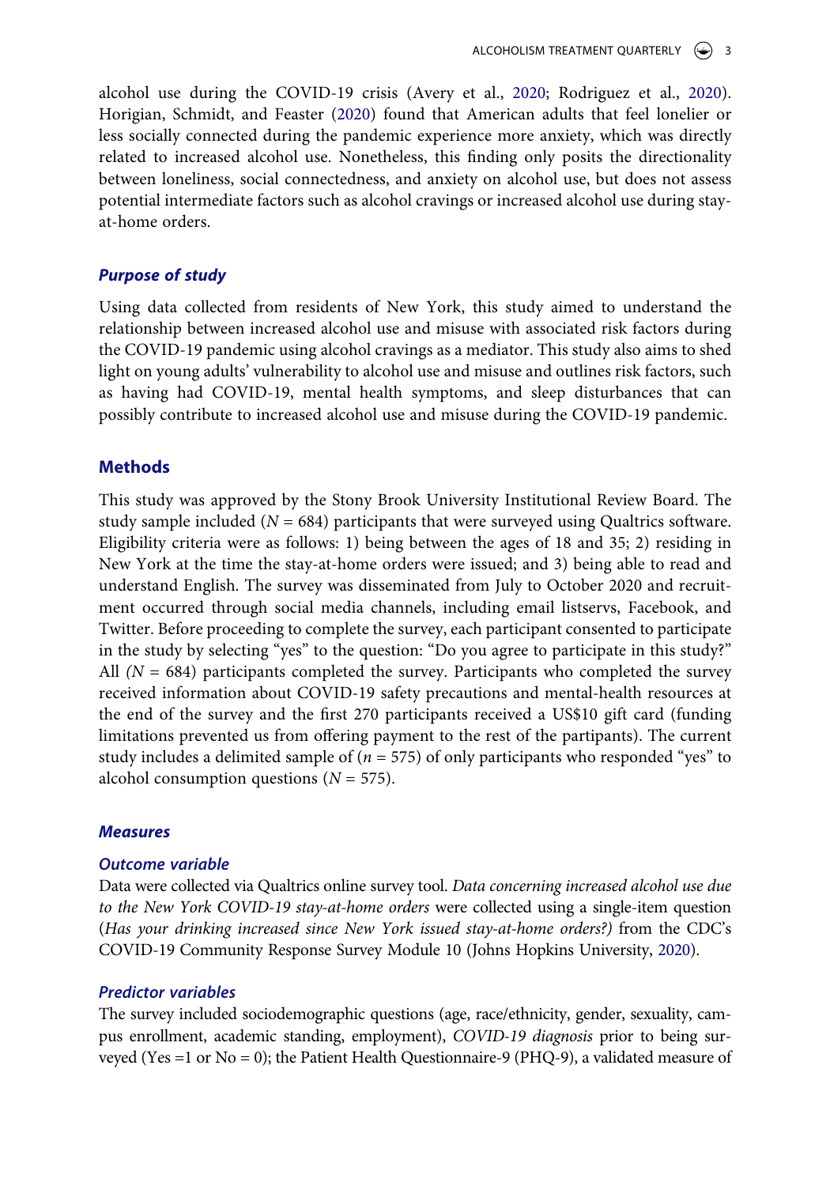alcohol use during the COVID-19 crisis (Avery et al., 2020; Rodriguez et al., 2020). Horigian, Schmidt, and Feaster (2020) found that American adults that feel lonelier or less socially connected during the pandemic experience more anxiety, which was directly related to increased alcohol use. Nonetheless, this finding only posits the directionality between loneliness, social connectedness, and anxiety on alcohol use, but does not assess potential intermediate factors such as alcohol cravings or increased alcohol use during stay-at-home orders.

### Purpose of study

Using data collected from residents of New York, this study aimed to understand the relationship between increased alcohol use and misuse with associated risk factors during the COVID-19 pandemic using alcohol cravings as a mediator. This study also aims to shed light on young adults' vulnerability to alcohol use and misuse and outlines risk factors, such as having had COVID-19, mental health symptoms, and sleep disturbances that can possibly contribute to increased alcohol use and misuse during the COVID-19 pandemic.

## Methods

This study was approved by the Stony Brook University Institutional Review Board. The study sample included ($N = 684$) participants that were surveyed using Qualtrics software. Eligibility criteria were as follows: 1) being between the ages of 18 and 35; 2) residing in New York at the time the stay-at-home orders were issued; and 3) being able to read and understand English. The survey was disseminated from July to October 2020 and recruitment occurred through social media channels, including email listservs, Facebook, and Twitter. Before proceeding to complete the survey, each participant consented to participate in the study by selecting "yes" to the question: "Do you agree to participate in this study?" All ($N = 684$) participants completed the survey. Participants who completed the survey received information about COVID-19 safety precautions and mental-health resources at the end of the survey and the first 270 participants received a US$10 gift card (funding limitations prevented us from offering payment to the rest of the partipants). The current study includes a delimited sample of ($n = 575$) of only participants who responded "yes" to alcohol consumption questions ($N = 575$).

### Measures

#### Outcome variable

Data were collected via Qualtrics online survey tool. *Data concerning increased alcohol use due to the New York COVID-19 stay-at-home orders* were collected using a single-item question (*Has your drinking increased since New York issued stay-at-home orders?)* from the CDC's COVID-19 Community Response Survey Module 10 (Johns Hopkins University, 2020).

#### Predictor variables

The survey included sociodemographic questions (age, race/ethnicity, gender, sexuality, campus enrollment, academic standing, employment), *COVID-19 diagnosis* prior to being surveyed (Yes =1 or No = 0); the Patient Health Questionnaire-9 (PHQ-9), a validated measure of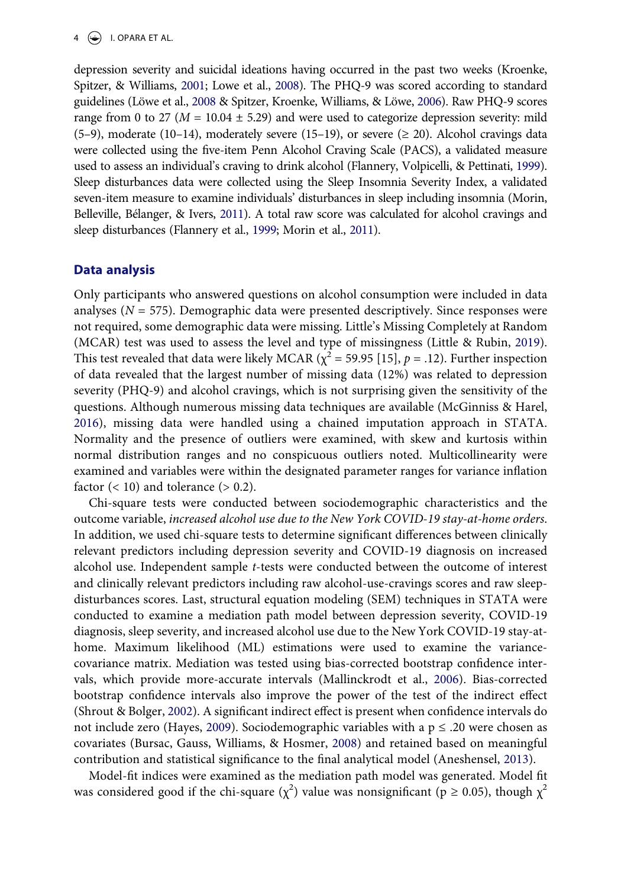depression severity and suicidal ideations having occurred in the past two weeks (Kroenke, Spitzer, & Williams, 2001; Lowe et al., 2008). The PHQ-9 was scored according to standard guidelines (Löwe et al., 2008 & Spitzer, Kroenke, Williams, & Löwe, 2006). Raw PHQ-9 scores range from 0 to 27 ($M$ = 10.04 ± 5.29) and were used to categorize depression severity: mild (5–9), moderate (10–14), moderately severe (15–19), or severe (≥ 20). Alcohol cravings data were collected using the five-item Penn Alcohol Craving Scale (PACS), a validated measure used to assess an individual's craving to drink alcohol (Flannery, Volpicelli, & Pettinati, 1999). Sleep disturbances data were collected using the Sleep Insomnia Severity Index, a validated seven-item measure to examine individuals' disturbances in sleep including insomnia (Morin, Belleville, Bélanger, & Ivers, 2011). A total raw score was calculated for alcohol cravings and sleep disturbances (Flannery et al., 1999; Morin et al., 2011).

## Data analysis

Only participants who answered questions on alcohol consumption were included in data analyses ($N$ = 575). Demographic data were presented descriptively. Since responses were not required, some demographic data were missing. Little's Missing Completely at Random (MCAR) test was used to assess the level and type of missingness (Little & Rubin, 2019). This test revealed that data were likely MCAR ($\chi^2$ = 59.95 [15], $p$ = .12). Further inspection of data revealed that the largest number of missing data (12%) was related to depression severity (PHQ-9) and alcohol cravings, which is not surprising given the sensitivity of the questions. Although numerous missing data techniques are available (McGinniss & Harel, 2016), missing data were handled using a chained imputation approach in STATA. Normality and the presence of outliers were examined, with skew and kurtosis within normal distribution ranges and no conspicuous outliers noted. Multicollinearity were examined and variables were within the designated parameter ranges for variance inflation factor (< 10) and tolerance (> 0.2).

Chi-square tests were conducted between sociodemographic characteristics and the outcome variable, *increased alcohol use due to the New York COVID-19 stay-at-home orders*. In addition, we used chi-square tests to determine significant differences between clinically relevant predictors including depression severity and COVID-19 diagnosis on increased alcohol use. Independent sample $t$-tests were conducted between the outcome of interest and clinically relevant predictors including raw alcohol-use-cravings scores and raw sleep-disturbances scores. Last, structural equation modeling (SEM) techniques in STATA were conducted to examine a mediation path model between depression severity, COVID-19 diagnosis, sleep severity, and increased alcohol use due to the New York COVID-19 stay-at-home. Maximum likelihood (ML) estimations were used to examine the variance-covariance matrix. Mediation was tested using bias-corrected bootstrap confidence intervals, which provide more-accurate intervals (Mallinckrodt et al., 2006). Bias-corrected bootstrap confidence intervals also improve the power of the test of the indirect effect (Shrout & Bolger, 2002). A significant indirect effect is present when confidence intervals do not include zero (Hayes, 2009). Sociodemographic variables with a $p \leq .20$ were chosen as covariates (Bursac, Gauss, Williams, & Hosmer, 2008) and retained based on meaningful contribution and statistical significance to the final analytical model (Aneshensel, 2013).

Model-fit indices were examined as the mediation path model was generated. Model fit was considered good if the chi-square ($\chi^2$) value was nonsignificant ($p \geq 0.05$), though $\chi^2$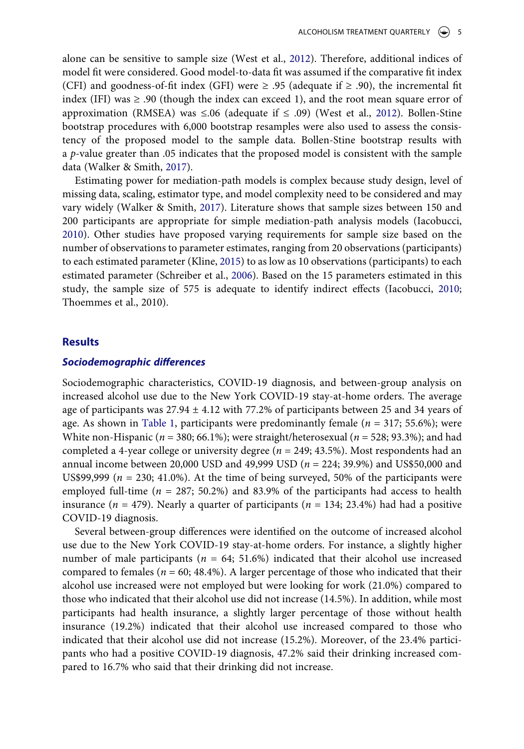alone can be sensitive to sample size (West et al., 2012). Therefore, additional indices of model fit were considered. Good model-to-data fit was assumed if the comparative fit index (CFI) and goodness-of-fit index (GFI) were ≥ .95 (adequate if ≥ .90), the incremental fit index (IFI) was ≥ .90 (though the index can exceed 1), and the root mean square error of approximation (RMSEA) was ≤.06 (adequate if ≤ .09) (West et al., 2012). Bollen-Stine bootstrap procedures with 6,000 bootstrap resamples were also used to assess the consistency of the proposed model to the sample data. Bollen-Stine bootstrap results with a *p*-value greater than .05 indicates that the proposed model is consistent with the sample data (Walker & Smith, 2017).

Estimating power for mediation-path models is complex because study design, level of missing data, scaling, estimator type, and model complexity need to be considered and may vary widely (Walker & Smith, 2017). Literature shows that sample sizes between 150 and 200 participants are appropriate for simple mediation-path analysis models (Iacobucci, 2010). Other studies have proposed varying requirements for sample size based on the number of observations to parameter estimates, ranging from 20 observations (participants) to each estimated parameter (Kline, 2015) to as low as 10 observations (participants) to each estimated parameter (Schreiber et al., 2006). Based on the 15 parameters estimated in this study, the sample size of 575 is adequate to identify indirect effects (Iacobucci, 2010; Thoemmes et al., 2010).

## Results

### *Sociodemographic differences*

Sociodemographic characteristics, COVID-19 diagnosis, and between-group analysis on increased alcohol use due to the New York COVID-19 stay-at-home orders. The average age of participants was 27.94 ± 4.12 with 77.2% of participants between 25 and 34 years of age. As shown in Table 1, participants were predominantly female (*n* = 317; 55.6%); were White non-Hispanic (*n* = 380; 66.1%); were straight/heterosexual (*n* = 528; 93.3%); and had completed a 4-year college or university degree (*n* = 249; 43.5%). Most respondents had an annual income between 20,000 USD and 49,999 USD (*n* = 224; 39.9%) and US$50,000 and US$99,999 (*n* = 230; 41.0%). At the time of being surveyed, 50% of the participants were employed full-time (*n* = 287; 50.2%) and 83.9% of the participants had access to health insurance (*n* = 479). Nearly a quarter of participants (*n* = 134; 23.4%) had had a positive COVID-19 diagnosis.

Several between-group differences were identified on the outcome of increased alcohol use due to the New York COVID-19 stay-at-home orders. For instance, a slightly higher number of male participants (*n* = 64; 51.6%) indicated that their alcohol use increased compared to females (*n* = 60; 48.4%). A larger percentage of those who indicated that their alcohol use increased were not employed but were looking for work (21.0%) compared to those who indicated that their alcohol use did not increase (14.5%). In addition, while most participants had health insurance, a slightly larger percentage of those without health insurance (19.2%) indicated that their alcohol use increased compared to those who indicated that their alcohol use did not increase (15.2%). Moreover, of the 23.4% participants who had a positive COVID-19 diagnosis, 47.2% said their drinking increased compared to 16.7% who said that their drinking did not increase.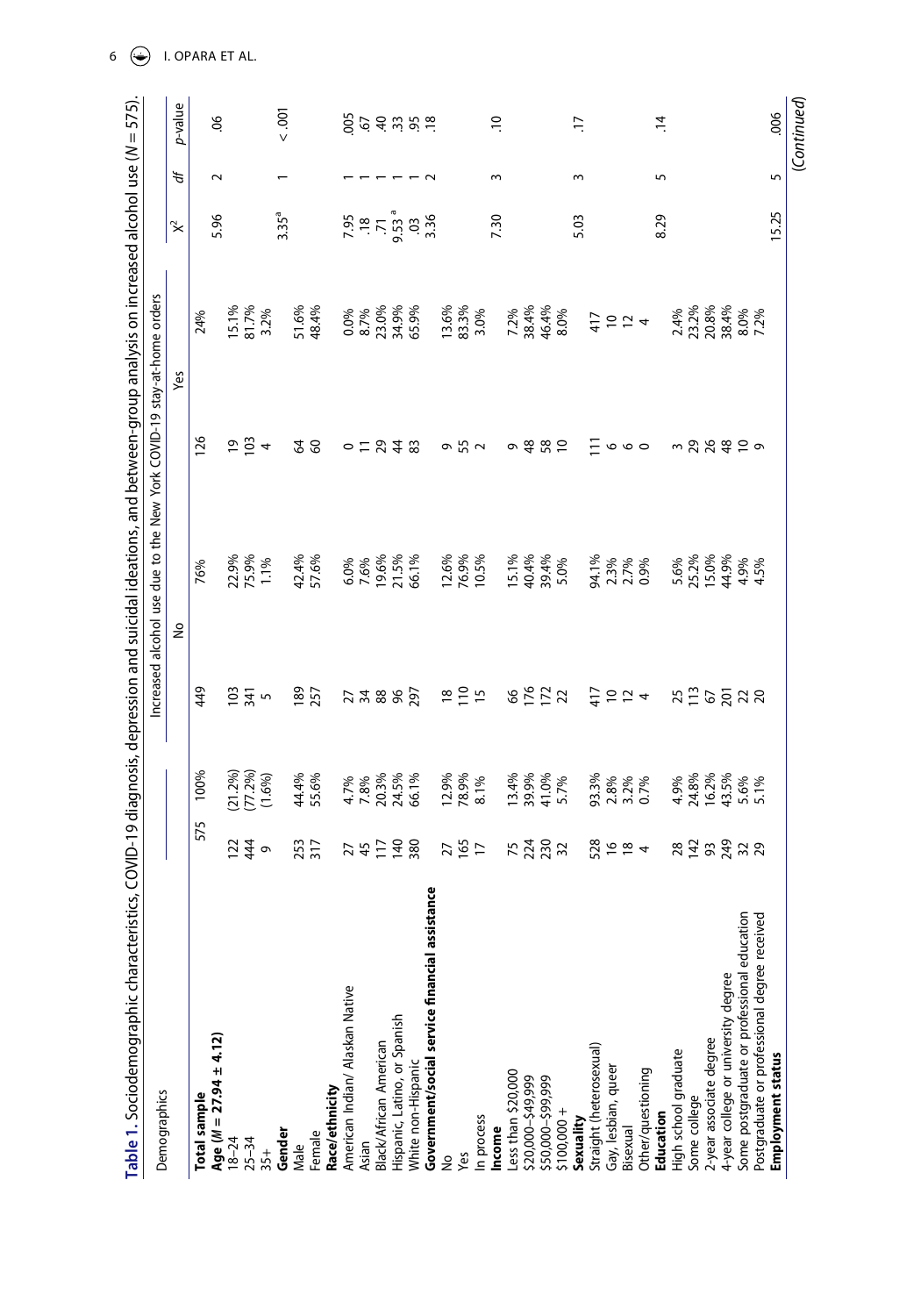**Table 1.** Sociodemographic characteristics, COVID-19 diagnosis, depression and suicidal ideations, and between-group analysis on increased alcohol use ($N = 575$).

| Demographics | | | Increased alcohol use due to the New York COVID-19 stay-at-home orders | | | | $\chi^2$ | *df* | *p*-value |
|---|---|---|---|---|---|---|---|---|---|
| | | | No | | Yes | | | | |
| **Total sample** | 575 | 100% | 449 | 76% | 126 | 24% | | | |
| **Age ($M = 27.94 \pm 4.12$)** | | | | | | | 5.96 | 2 | .06 |
| 18–24 | 122 | (21.2%) | 103 | 22.9% | 19 | 15.1% | | | |
| 25–34 | 444 | (77.2%) | 341 | 75.9% | 103 | 81.7% | | | |
| 35+ | 9 | (1.6%) | 5 | 1.1% | 4 | 3.2% | | | |
| **Gender** | | | | | | | 3.35[a] | 1 | < .001 |
| Male | 253 | 44.4% | 189 | 42.4% | 64 | 51.6% | | | |
| Female | 317 | 55.6% | 257 | 57.6% | 60 | 48.4% | | | |
| **Race/ethnicity** | | | | | | | | | |
| American Indian/ Alaskan Native | 27 | 4.7% | 27 | 6.0% | 0 | 0.0% | 7.95 | 1 | .005 |
| Asian | 45 | 7.8% | 34 | 7.6% | 11 | 8.7% | .18 | 1 | .67 |
| Black/African American | 117 | 20.3% | 88 | 19.6% | 29 | 23.0% | .71 | 1 | .40 |
| Hispanic, Latino, or Spanish | 140 | 24.5% | 96 | 21.5% | 44 | 34.9% | 9.53[a] | 1 | .33 |
| White non-Hispanic | 380 | 66.1% | 297 | 66.1% | 83 | 65.9% | .03 | 1 | .95 |
| **Government/social service financial assistance** | | | | | | | 3.36 | 2 | .18 |
| No | 27 | 12.9% | 18 | 12.6% | 9 | 13.6% | | | |
| Yes | 165 | 78.9% | 110 | 76.9% | 55 | 83.3% | | | |
| In process | 17 | 8.1% | 15 | 10.5% | 2 | 3.0% | | | |
| **Income** | | | | | | | 7.30 | 3 | .10 |
| Less than $20,000 | 75 | 13.4% | 66 | 15.1% | 9 | 7.2% | | | |
| $20,000–$49,999 | 224 | 39.9% | 176 | 40.4% | 48 | 38.4% | | | |
| $50,000–$99,999 | 230 | 41.0% | 172 | 39.4% | 58 | 46.4% | | | |
| $100,000 + | 32 | 5.7% | 22 | 5.0% | 10 | 8.0% | | | |
| **Sexuality** | | | | | | | 5.03 | 3 | .17 |
| Straight (heterosexual) | 528 | 93.3% | 417 | 94.1% | 111 | 417 | | | |
| Gay, lesbian, queer | 16 | 2.8% | 10 | 2.3% | 6 | 10 | | | |
| Bisexual | 18 | 3.2% | 12 | 2.7% | 6 | 12 | | | |
| Other/questioning | 4 | 0.7% | 4 | 0.9% | 0 | 4 | | | |
| **Education** | | | | | | | 8.29 | 5 | .14 |
| High school graduate | 28 | 4.9% | 25 | 5.6% | 3 | 2.4% | | | |
| Some college | 142 | 24.8% | 113 | 25.2% | 29 | 23.2% | | | |
| 2-year associate degree | 93 | 16.2% | 67 | 15.0% | 26 | 20.8% | | | |
| 4-year college or university degree | 249 | 43.5% | 201 | 44.9% | 48 | 38.4% | | | |
| Some postgraduate or professional education | 32 | 5.6% | 22 | 4.9% | 10 | 8.0% | | | |
| Postgraduate or professional degree received | 29 | 5.1% | 20 | 4.5% | 9 | 7.2% | | | |
| **Employment status** | | | | | | | 15.25 | 5 | .006 |

(*Continued*)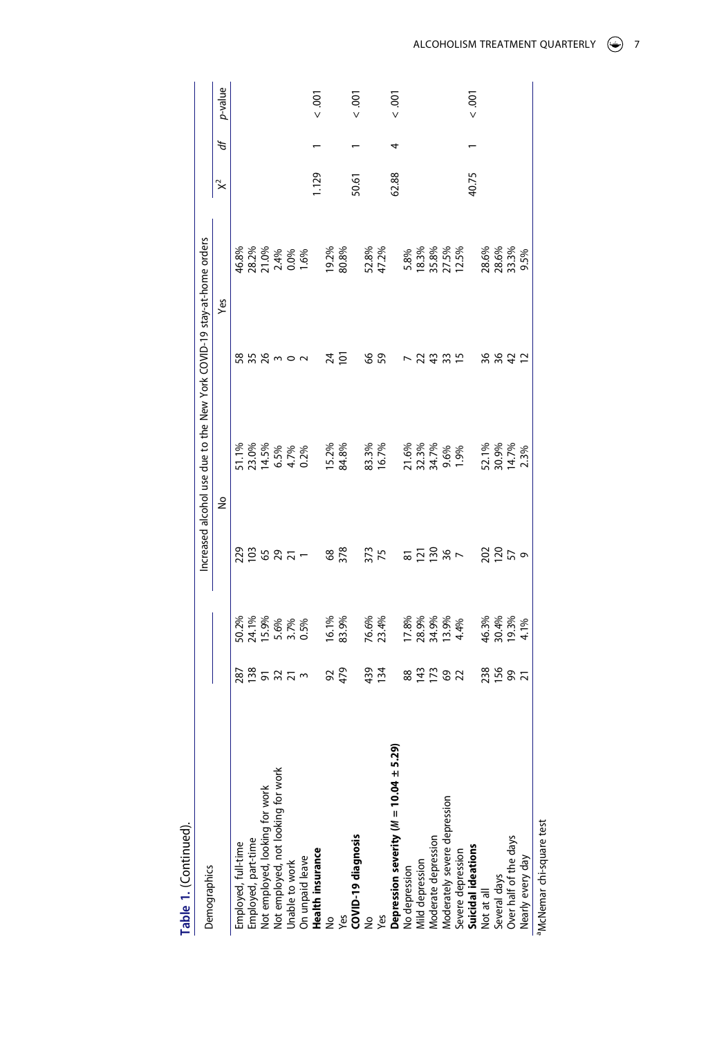**Table 1.** (Continued).

| Demographics | | | Increased alcohol use due to the New York COVID-19 stay-at-home orders | | | | | | |
|---|---|---|---|---|---|---|---|---|---|
| | | | No | | Yes | | $\chi^2$ | *df* | *p*-value |
| Employed, full-time | 287 | 50.2% | 229 | 51.1% | 58 | 46.8% | | | |
| Employed, part-time | 138 | 24.1% | 103 | 23.0% | 35 | 28.2% | | | |
| Not employed, looking for work | 91 | 15.9% | 65 | 14.5% | 26 | 21.0% | | | |
| Not employed, not looking for work | 32 | 5.6% | 29 | 6.5% | 3 | 2.4% | | | |
| Unable to work | 21 | 3.7% | 21 | 4.7% | 0 | 0.0% | | | |
| On unpaid leave | 3 | 0.5% | 1 | 0.2% | 2 | 1.6% | | | |
| **Health insurance** | | | | | | | 1.129 | 1 | < .001 |
| No | 92 | 16.1% | 68 | 15.2% | 24 | 19.2% | | | |
| Yes | 479 | 83.9% | 378 | 84.8% | 101 | 80.8% | | | |
| **COVID-19 diagnosis** | | | | | | | 50.61 | 1 | < .001 |
| No | 439 | 76.6% | 373 | 83.3% | 66 | 52.8% | | | |
| Yes | 134 | 23.4% | 75 | 16.7% | 59 | 47.2% | | | |
| **Depression severity ($M$ = 10.04 ± 5.29)** | | | | | | | 62.88 | 4 | < .001 |
| No depression | 88 | 17.8% | 81 | 21.6% | 7 | 5.8% | | | |
| Mild depression | 143 | 28.9% | 121 | 32.3% | 22 | 18.3% | | | |
| Moderate depression | 173 | 34.9% | 130 | 34.7% | 43 | 35.8% | | | |
| Moderately severe depression | 69 | 13.9% | 36 | 9.6% | 33 | 27.5% | | | |
| Severe depression | 22 | 4.4% | 7 | 1.9% | 15 | 12.5% | | | |
| **Suicidal ideations** | | | | | | | 40.75 | 1 | < .001 |
| Not at all | 238 | 46.3% | 202 | 52.1% | 36 | 28.6% | | | |
| Several days | 156 | 30.4% | 120 | 30.9% | 36 | 28.6% | | | |
| Over half of the days | 99 | 19.3% | 57 | 14.7% | 42 | 33.3% | | | |
| Nearly every day | 21 | 4.1% | 9 | 2.3% | 12 | 9.5% | | | |

[a]McNemar chi-square test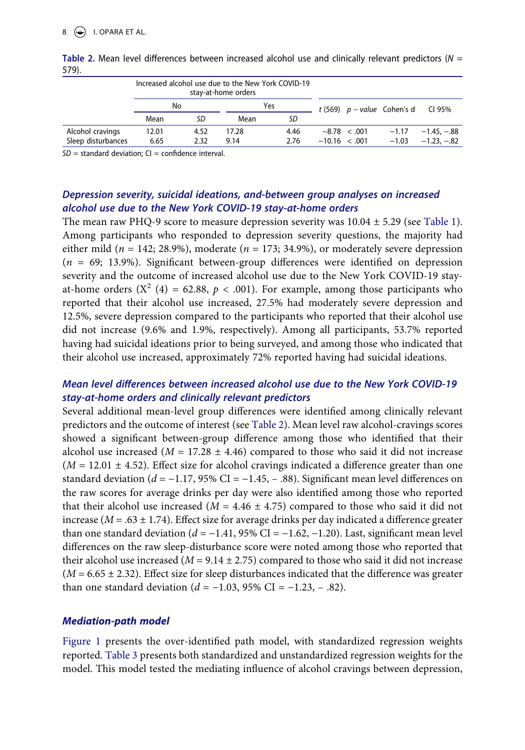**Table 2.** Mean level differences between increased alcohol use and clinically relevant predictors ($N$ = 579).

| | Increased alcohol use due to the New York COVID-19 stay-at-home orders | | | | | | | |
|---|---|---|---|---|---|---|---|---|
| | No | | Yes | | $t$ (569) | $p$ – *value* | Cohen's d | CI 95% |
| | Mean | *SD* | Mean | *SD* | | | | |
| Alcohol cravings | 12.01 | 4.52 | 17.28 | 4.46 | −8.78 | < .001 | −1.17 | −1.45, −.88 |
| Sleep disturbances | 6.65 | 2.32 | 9.14 | 2.76 | −10.16 | < .001 | −1.03 | −1.23, −.82 |

*SD* = standard deviation; CI = confidence interval.

### *Depression severity, suicidal ideations, and-between group analyses on increased alcohol use due to the New York COVID-19 stay-at-home orders*

The mean raw PHQ-9 score to measure depression severity was 10.04 ± 5.29 (see Table 1). Among participants who responded to depression severity questions, the majority had either mild ($n$ = 142; 28.9%), moderate ($n$ = 173; 34.9%), or moderately severe depression ($n$ = 69; 13.9%). Significant between-group differences were identified on depression severity and the outcome of increased alcohol use due to the New York COVID-19 stay-at-home orders ($X^2$ (4) = 62.88, $p$ < .001). For example, among those participants who reported that their alcohol use increased, 27.5% had moderately severe depression and 12.5%, severe depression compared to the participants who reported that their alcohol use did not increase (9.6% and 1.9%, respectively). Among all participants, 53.7% reported having had suicidal ideations prior to being surveyed, and among those who indicated that their alcohol use increased, approximately 72% reported having had suicidal ideations.

### *Mean level differences between increased alcohol use due to the New York COVID-19 stay-at-home orders and clinically relevant predictors*

Several additional mean-level group differences were identified among clinically relevant predictors and the outcome of interest (see Table 2). Mean level raw alcohol-cravings scores showed a significant between-group difference among those who identified that their alcohol use increased ($M$ = 17.28 ± 4.46) compared to those who said it did not increase ($M$ = 12.01 ± 4.52). Effect size for alcohol cravings indicated a difference greater than one standard deviation ($d$ = −1.17, 95% CI = −1.45, – .88). Significant mean level differences on the raw scores for average drinks per day were also identified among those who reported that their alcohol use increased ($M$ = 4.46 ± 4.75) compared to those who said it did not increase ($M$ = .63 ± 1.74). Effect size for average drinks per day indicated a difference greater than one standard deviation ($d$ = −1.41, 95% CI = −1.62, −1.20). Last, significant mean level differences on the raw sleep-disturbance score were noted among those who reported that their alcohol use increased ($M$ = 9.14 ± 2.75) compared to those who said it did not increase ($M$ = 6.65 ± 2.32). Effect size for sleep disturbances indicated that the difference was greater than one standard deviation ($d$ = −1.03, 95% CI = −1.23, – .82).

### *Mediation-path model*

Figure 1 presents the over-identified path model, with standardized regression weights reported. Table 3 presents both standardized and unstandardized regression weights for the model. This model tested the mediating influence of alcohol cravings between depression,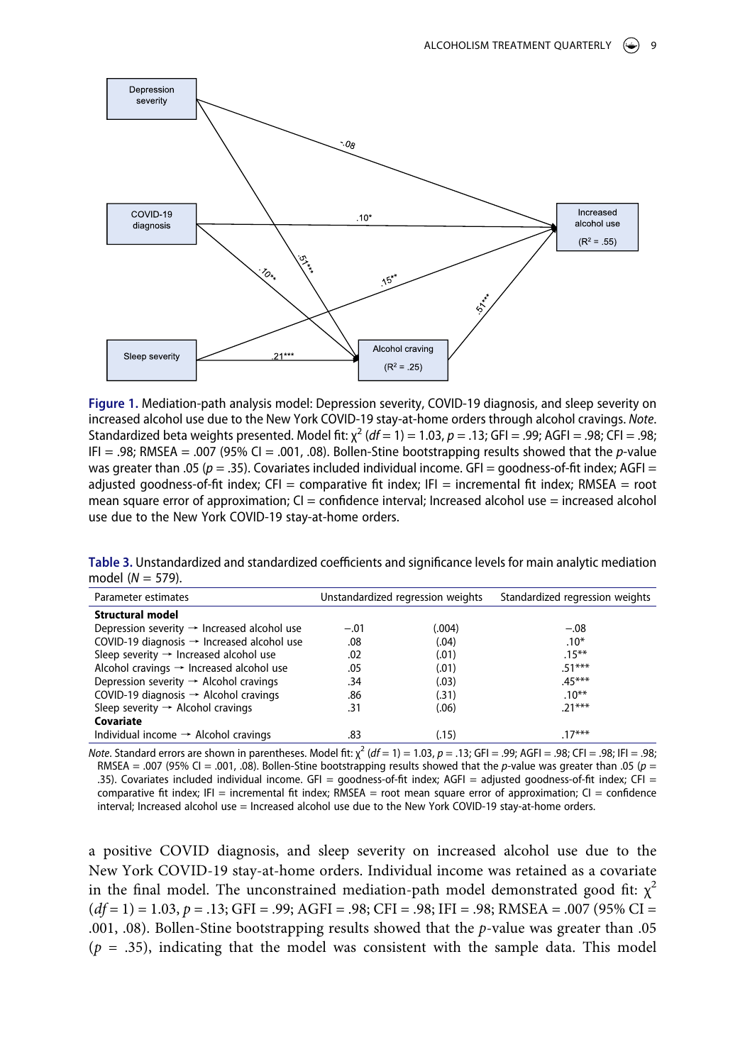**Figure 1.** Mediation-path analysis model: Depression severity, COVID-19 diagnosis, and sleep severity on increased alcohol use due to the New York COVID-19 stay-at-home orders through alcohol cravings. *Note.* Standardized beta weights presented. Model fit: $\chi^2$ ($df$ = 1) = 1.03, $p$ = .13; GFI = .99; AGFI = .98; CFI = .98; IFI = .98; RMSEA = .007 (95% CI = .001, .08). Bollen-Stine bootstrapping results showed that the $p$-value was greater than .05 ($p$ = .35). Covariates included individual income. GFI = goodness-of-fit index; AGFI = adjusted goodness-of-fit index; CFI = comparative fit index; IFI = incremental fit index; RMSEA = root mean square error of approximation; CI = confidence interval; Increased alcohol use = increased alcohol use due to the New York COVID-19 stay-at-home orders.

**Table 3.** Unstandardized and standardized coefficients and significance levels for main analytic mediation model ($N$ = 579).

| Parameter estimates | Unstandardized regression weights | | Standardized regression weights |
|---|---|---|---|
| **Structural model** | | | |
| Depression severity → Increased alcohol use | −.01 | (.004) | −.08 |
| COVID-19 diagnosis → Increased alcohol use | .08 | (.04) | .10* |
| Sleep severity → Increased alcohol use | .02 | (.01) | .15** |
| Alcohol cravings → Increased alcohol use | .05 | (.01) | .51*** |
| Depression severity → Alcohol cravings | .34 | (.03) | .45*** |
| COVID-19 diagnosis → Alcohol cravings | .86 | (.31) | .10** |
| Sleep severity → Alcohol cravings | .31 | (.06) | .21*** |
| **Covariate** | | | |
| Individual income → Alcohol cravings | .83 | (.15) | .17*** |

*Note.* Standard errors are shown in parentheses. Model fit: $\chi^2$ ($df$ = 1) = 1.03, $p$ = .13; GFI = .99; AGFI = .98; CFI = .98; IFI = .98; RMSEA = .007 (95% CI = .001, .08). Bollen-Stine bootstrapping results showed that the $p$-value was greater than .05 ($p$ = .35). Covariates included individual income. GFI = goodness-of-fit index; AGFI = adjusted goodness-of-fit index; CFI = comparative fit index; IFI = incremental fit index; RMSEA = root mean square error of approximation; CI = confidence interval; Increased alcohol use = Increased alcohol use due to the New York COVID-19 stay-at-home orders.

a positive COVID diagnosis, and sleep severity on increased alcohol use due to the New York COVID-19 stay-at-home orders. Individual income was retained as a covariate in the final model. The unconstrained mediation-path model demonstrated good fit: $\chi^2$ ($df$ = 1) = 1.03, $p$ = .13; GFI = .99; AGFI = .98; CFI = .98; IFI = .98; RMSEA = .007 (95% CI = .001, .08). Bollen-Stine bootstrapping results showed that the $p$-value was greater than .05 ($p$ = .35), indicating that the model was consistent with the sample data. This model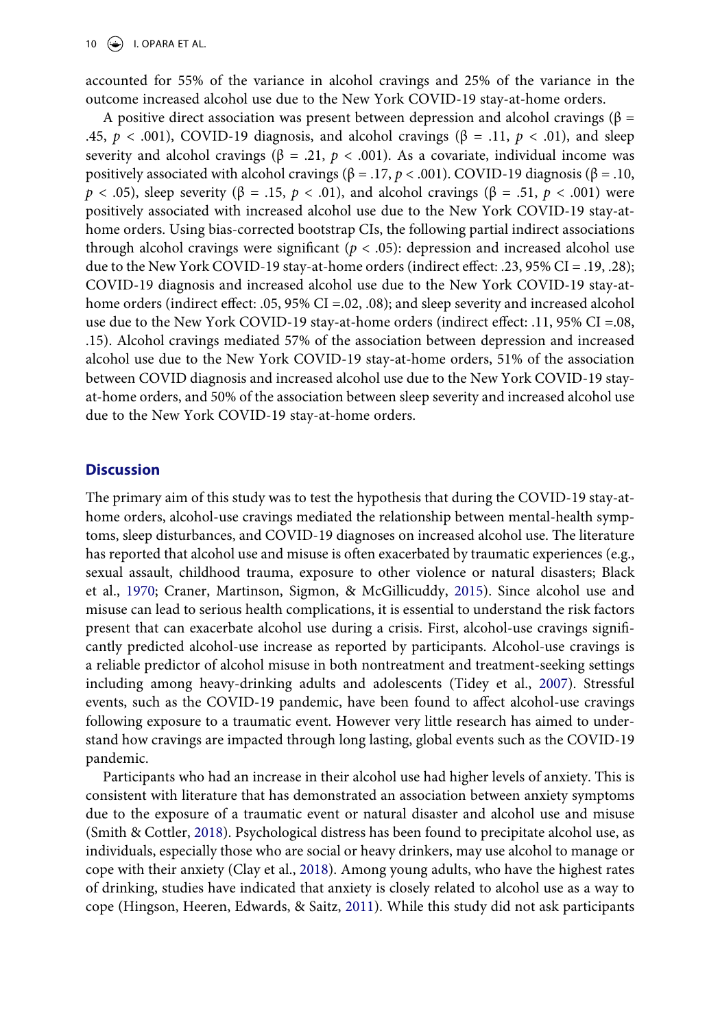accounted for 55% of the variance in alcohol cravings and 25% of the variance in the outcome increased alcohol use due to the New York COVID-19 stay-at-home orders.

A positive direct association was present between depression and alcohol cravings ($\beta$ = .45, $p$ < .001), COVID-19 diagnosis, and alcohol cravings ($\beta$ = .11, $p$ < .01), and sleep severity and alcohol cravings ($\beta$ = .21, $p$ < .001). As a covariate, individual income was positively associated with alcohol cravings ($\beta$ = .17, $p$ < .001). COVID-19 diagnosis ($\beta$ = .10, $p$ < .05), sleep severity ($\beta$ = .15, $p$ < .01), and alcohol cravings ($\beta$ = .51, $p$ < .001) were positively associated with increased alcohol use due to the New York COVID-19 stay-at-home orders. Using bias-corrected bootstrap CIs, the following partial indirect associations through alcohol cravings were significant ($p$ < .05): depression and increased alcohol use due to the New York COVID-19 stay-at-home orders (indirect effect: .23, 95% CI = .19, .28); COVID-19 diagnosis and increased alcohol use due to the New York COVID-19 stay-at-home orders (indirect effect: .05, 95% CI =.02, .08); and sleep severity and increased alcohol use due to the New York COVID-19 stay-at-home orders (indirect effect: .11, 95% CI =.08, .15). Alcohol cravings mediated 57% of the association between depression and increased alcohol use due to the New York COVID-19 stay-at-home orders, 51% of the association between COVID diagnosis and increased alcohol use due to the New York COVID-19 stay-at-home orders, and 50% of the association between sleep severity and increased alcohol use due to the New York COVID-19 stay-at-home orders.

## Discussion

The primary aim of this study was to test the hypothesis that during the COVID-19 stay-at-home orders, alcohol-use cravings mediated the relationship between mental-health symptoms, sleep disturbances, and COVID-19 diagnoses on increased alcohol use. The literature has reported that alcohol use and misuse is often exacerbated by traumatic experiences (e.g., sexual assault, childhood trauma, exposure to other violence or natural disasters; Black et al., 1970; Craner, Martinson, Sigmon, & McGillicuddy, 2015). Since alcohol use and misuse can lead to serious health complications, it is essential to understand the risk factors present that can exacerbate alcohol use during a crisis. First, alcohol-use cravings significantly predicted alcohol-use increase as reported by participants. Alcohol-use cravings is a reliable predictor of alcohol misuse in both nontreatment and treatment-seeking settings including among heavy-drinking adults and adolescents (Tidey et al., 2007). Stressful events, such as the COVID-19 pandemic, have been found to affect alcohol-use cravings following exposure to a traumatic event. However very little research has aimed to understand how cravings are impacted through long lasting, global events such as the COVID-19 pandemic.

Participants who had an increase in their alcohol use had higher levels of anxiety. This is consistent with literature that has demonstrated an association between anxiety symptoms due to the exposure of a traumatic event or natural disaster and alcohol use and misuse (Smith & Cottler, 2018). Psychological distress has been found to precipitate alcohol use, as individuals, especially those who are social or heavy drinkers, may use alcohol to manage or cope with their anxiety (Clay et al., 2018). Among young adults, who have the highest rates of drinking, studies have indicated that anxiety is closely related to alcohol use as a way to cope (Hingson, Heeren, Edwards, & Saitz, 2011). While this study did not ask participants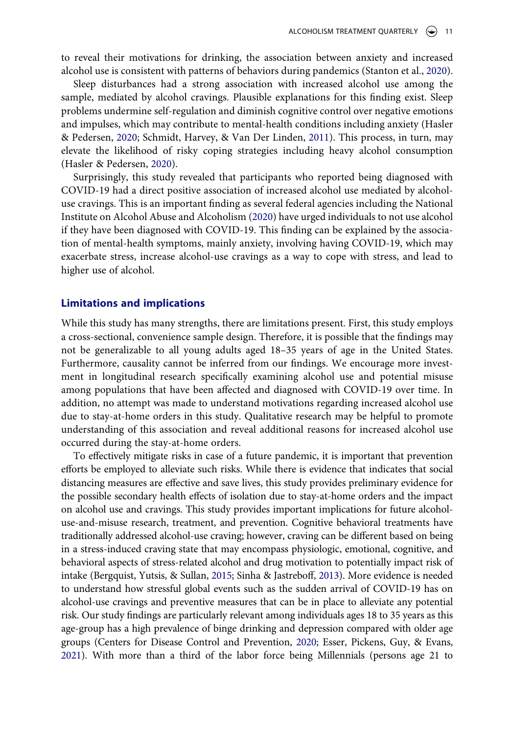to reveal their motivations for drinking, the association between anxiety and increased alcohol use is consistent with patterns of behaviors during pandemics (Stanton et al., 2020).

Sleep disturbances had a strong association with increased alcohol use among the sample, mediated by alcohol cravings. Plausible explanations for this finding exist. Sleep problems undermine self-regulation and diminish cognitive control over negative emotions and impulses, which may contribute to mental-health conditions including anxiety (Hasler & Pedersen, 2020; Schmidt, Harvey, & Van Der Linden, 2011). This process, in turn, may elevate the likelihood of risky coping strategies including heavy alcohol consumption (Hasler & Pedersen, 2020).

Surprisingly, this study revealed that participants who reported being diagnosed with COVID-19 had a direct positive association of increased alcohol use mediated by alcohol-use cravings. This is an important finding as several federal agencies including the National Institute on Alcohol Abuse and Alcoholism (2020) have urged individuals to not use alcohol if they have been diagnosed with COVID-19. This finding can be explained by the association of mental-health symptoms, mainly anxiety, involving having COVID-19, which may exacerbate stress, increase alcohol-use cravings as a way to cope with stress, and lead to higher use of alcohol.

## Limitations and implications

While this study has many strengths, there are limitations present. First, this study employs a cross-sectional, convenience sample design. Therefore, it is possible that the findings may not be generalizable to all young adults aged 18–35 years of age in the United States. Furthermore, causality cannot be inferred from our findings. We encourage more investment in longitudinal research specifically examining alcohol use and potential misuse among populations that have been affected and diagnosed with COVID-19 over time. In addition, no attempt was made to understand motivations regarding increased alcohol use due to stay-at-home orders in this study. Qualitative research may be helpful to promote understanding of this association and reveal additional reasons for increased alcohol use occurred during the stay-at-home orders.

To effectively mitigate risks in case of a future pandemic, it is important that prevention efforts be employed to alleviate such risks. While there is evidence that indicates that social distancing measures are effective and save lives, this study provides preliminary evidence for the possible secondary health effects of isolation due to stay-at-home orders and the impact on alcohol use and cravings. This study provides important implications for future alcohol-use-and-misuse research, treatment, and prevention. Cognitive behavioral treatments have traditionally addressed alcohol-use craving; however, craving can be different based on being in a stress-induced craving state that may encompass physiologic, emotional, cognitive, and behavioral aspects of stress-related alcohol and drug motivation to potentially impact risk of intake (Bergquist, Yutsis, & Sullan, 2015; Sinha & Jastreboff, 2013). More evidence is needed to understand how stressful global events such as the sudden arrival of COVID-19 has on alcohol-use cravings and preventive measures that can be in place to alleviate any potential risk. Our study findings are particularly relevant among individuals ages 18 to 35 years as this age-group has a high prevalence of binge drinking and depression compared with older age groups (Centers for Disease Control and Prevention, 2020; Esser, Pickens, Guy, & Evans, 2021). With more than a third of the labor force being Millennials (persons age 21 to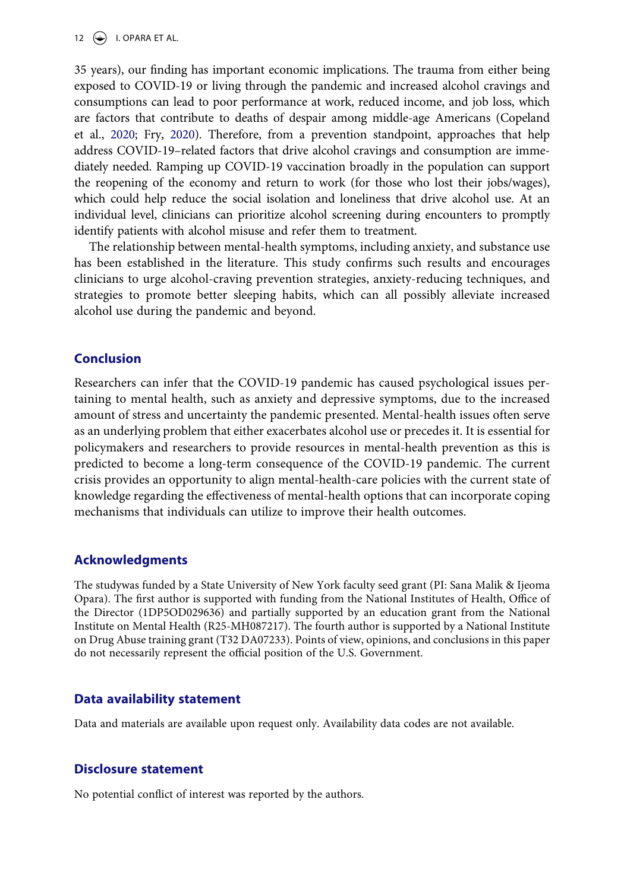35 years), our finding has important economic implications. The trauma from either being exposed to COVID-19 or living through the pandemic and increased alcohol cravings and consumptions can lead to poor performance at work, reduced income, and job loss, which are factors that contribute to deaths of despair among middle-age Americans (Copeland et al., 2020; Fry, 2020). Therefore, from a prevention standpoint, approaches that help address COVID-19–related factors that drive alcohol cravings and consumption are immediately needed. Ramping up COVID-19 vaccination broadly in the population can support the reopening of the economy and return to work (for those who lost their jobs/wages), which could help reduce the social isolation and loneliness that drive alcohol use. At an individual level, clinicians can prioritize alcohol screening during encounters to promptly identify patients with alcohol misuse and refer them to treatment.

The relationship between mental-health symptoms, including anxiety, and substance use has been established in the literature. This study confirms such results and encourages clinicians to urge alcohol-craving prevention strategies, anxiety-reducing techniques, and strategies to promote better sleeping habits, which can all possibly alleviate increased alcohol use during the pandemic and beyond.

## Conclusion

Researchers can infer that the COVID-19 pandemic has caused psychological issues pertaining to mental health, such as anxiety and depressive symptoms, due to the increased amount of stress and uncertainty the pandemic presented. Mental-health issues often serve as an underlying problem that either exacerbates alcohol use or precedes it. It is essential for policymakers and researchers to provide resources in mental-health prevention as this is predicted to become a long-term consequence of the COVID-19 pandemic. The current crisis provides an opportunity to align mental-health-care policies with the current state of knowledge regarding the effectiveness of mental-health options that can incorporate coping mechanisms that individuals can utilize to improve their health outcomes.

## Acknowledgments

The studywas funded by a State University of New York faculty seed grant (PI: Sana Malik & Ijeoma Opara). The first author is supported with funding from the National Institutes of Health, Office of the Director (1DP5OD029636) and partially supported by an education grant from the National Institute on Mental Health (R25-MH087217). The fourth author is supported by a National Institute on Drug Abuse training grant (T32 DA07233). Points of view, opinions, and conclusions in this paper do not necessarily represent the official position of the U.S. Government.

## Data availability statement

Data and materials are available upon request only. Availability data codes are not available.

## Disclosure statement

No potential conflict of interest was reported by the authors.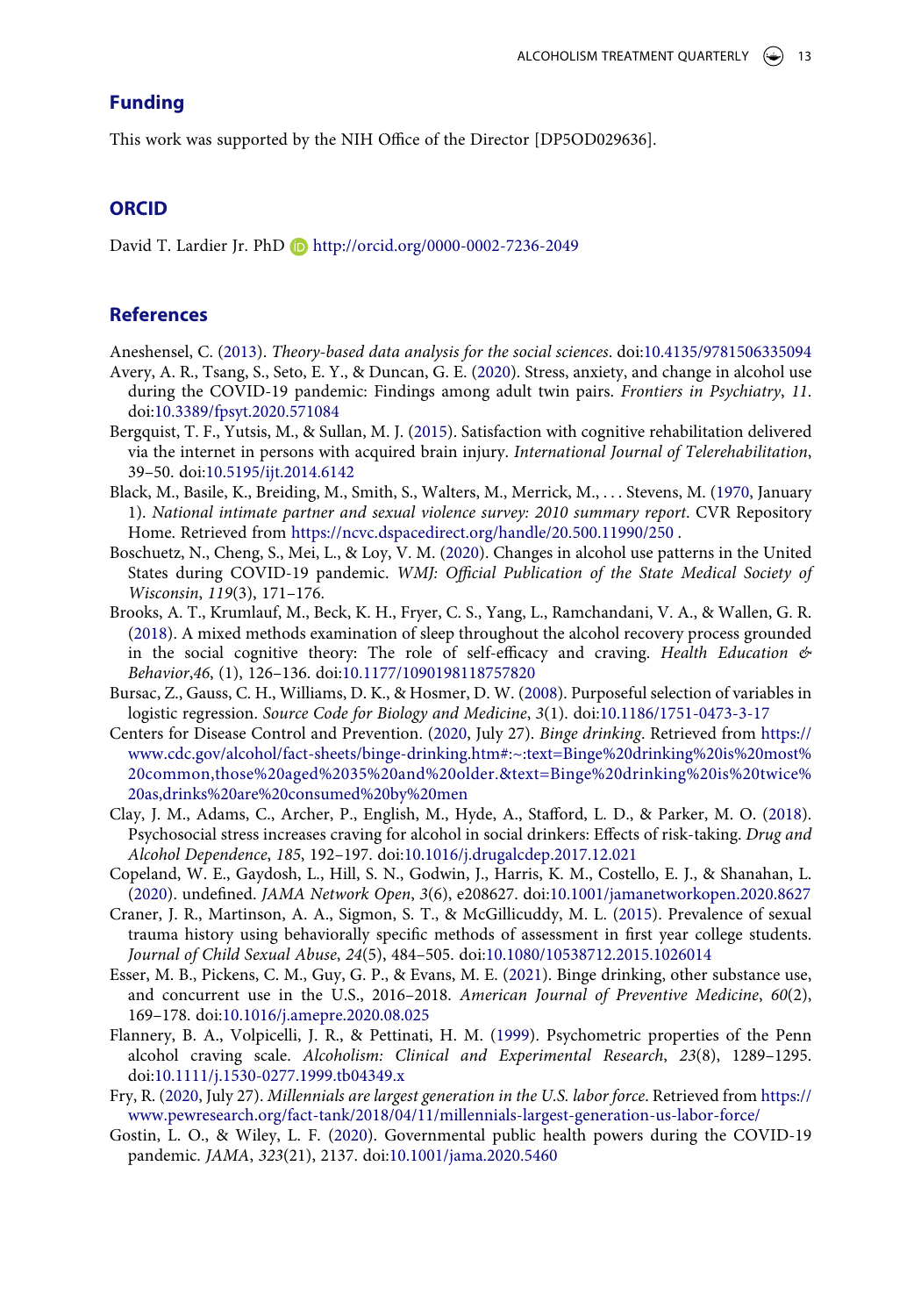## Funding

This work was supported by the NIH Office of the Director [DP5OD029636].

## ORCID

David T. Lardier Jr. PhD http://orcid.org/0000-0002-7236-2049

## References

Aneshensel, C. (2013). *Theory-based data analysis for the social sciences*. doi:10.4135/9781506335094

Avery, A. R., Tsang, S., Seto, E. Y., & Duncan, G. E. (2020). Stress, anxiety, and change in alcohol use during the COVID-19 pandemic: Findings among adult twin pairs. *Frontiers in Psychiatry*, *11*. doi:10.3389/fpsyt.2020.571084

Bergquist, T. F., Yutsis, M., & Sullan, M. J. (2015). Satisfaction with cognitive rehabilitation delivered via the internet in persons with acquired brain injury. *International Journal of Telerehabilitation*, 39–50. doi:10.5195/ijt.2014.6142

Black, M., Basile, K., Breiding, M., Smith, S., Walters, M., Merrick, M., . . . Stevens, M. (1970, January 1). *National intimate partner and sexual violence survey: 2010 summary report*. CVR Repository Home. Retrieved from https://ncvc.dspacedirect.org/handle/20.500.11990/250 .

Boschuetz, N., Cheng, S., Mei, L., & Loy, V. M. (2020). Changes in alcohol use patterns in the United States during COVID-19 pandemic. *WMJ: Official Publication of the State Medical Society of Wisconsin*, *119*(3), 171–176.

Brooks, A. T., Krumlauf, M., Beck, K. H., Fryer, C. S., Yang, L., Ramchandani, V. A., & Wallen, G. R. (2018). A mixed methods examination of sleep throughout the alcohol recovery process grounded in the social cognitive theory: The role of self-efficacy and craving. *Health Education & Behavior*,*46*, (1), 126–136. doi:10.1177/1090198118757820

Bursac, Z., Gauss, C. H., Williams, D. K., & Hosmer, D. W. (2008). Purposeful selection of variables in logistic regression. *Source Code for Biology and Medicine*, *3*(1). doi:10.1186/1751-0473-3-17

Centers for Disease Control and Prevention. (2020, July 27). *Binge drinking*. Retrieved from https://www.cdc.gov/alcohol/fact-sheets/binge-drinking.htm#:~:text=Binge%20drinking%20is%20most%20common,those%20aged%2035%20and%20older.&text=Binge%20drinking%20is%20twice%20as,drinks%20are%20consumed%20by%20men

Clay, J. M., Adams, C., Archer, P., English, M., Hyde, A., Stafford, L. D., & Parker, M. O. (2018). Psychosocial stress increases craving for alcohol in social drinkers: Effects of risk-taking. *Drug and Alcohol Dependence*, *185*, 192–197. doi:10.1016/j.drugalcdep.2017.12.021

Copeland, W. E., Gaydosh, L., Hill, S. N., Godwin, J., Harris, K. M., Costello, E. J., & Shanahan, L. (2020). undefined. *JAMA Network Open*, *3*(6), e208627. doi:10.1001/jamanetworkopen.2020.8627

Craner, J. R., Martinson, A. A., Sigmon, S. T., & McGillicuddy, M. L. (2015). Prevalence of sexual trauma history using behaviorally specific methods of assessment in first year college students. *Journal of Child Sexual Abuse*, *24*(5), 484–505. doi:10.1080/10538712.2015.1026014

Esser, M. B., Pickens, C. M., Guy, G. P., & Evans, M. E. (2021). Binge drinking, other substance use, and concurrent use in the U.S., 2016–2018. *American Journal of Preventive Medicine*, *60*(2), 169–178. doi:10.1016/j.amepre.2020.08.025

Flannery, B. A., Volpicelli, J. R., & Pettinati, H. M. (1999). Psychometric properties of the Penn alcohol craving scale. *Alcoholism: Clinical and Experimental Research*, *23*(8), 1289–1295. doi:10.1111/j.1530-0277.1999.tb04349.x

Fry, R. (2020, July 27). *Millennials are largest generation in the U.S. labor force*. Retrieved from https://www.pewresearch.org/fact-tank/2018/04/11/millennials-largest-generation-us-labor-force/

Gostin, L. O., & Wiley, L. F. (2020). Governmental public health powers during the COVID-19 pandemic. *JAMA*, *323*(21), 2137. doi:10.1001/jama.2020.5460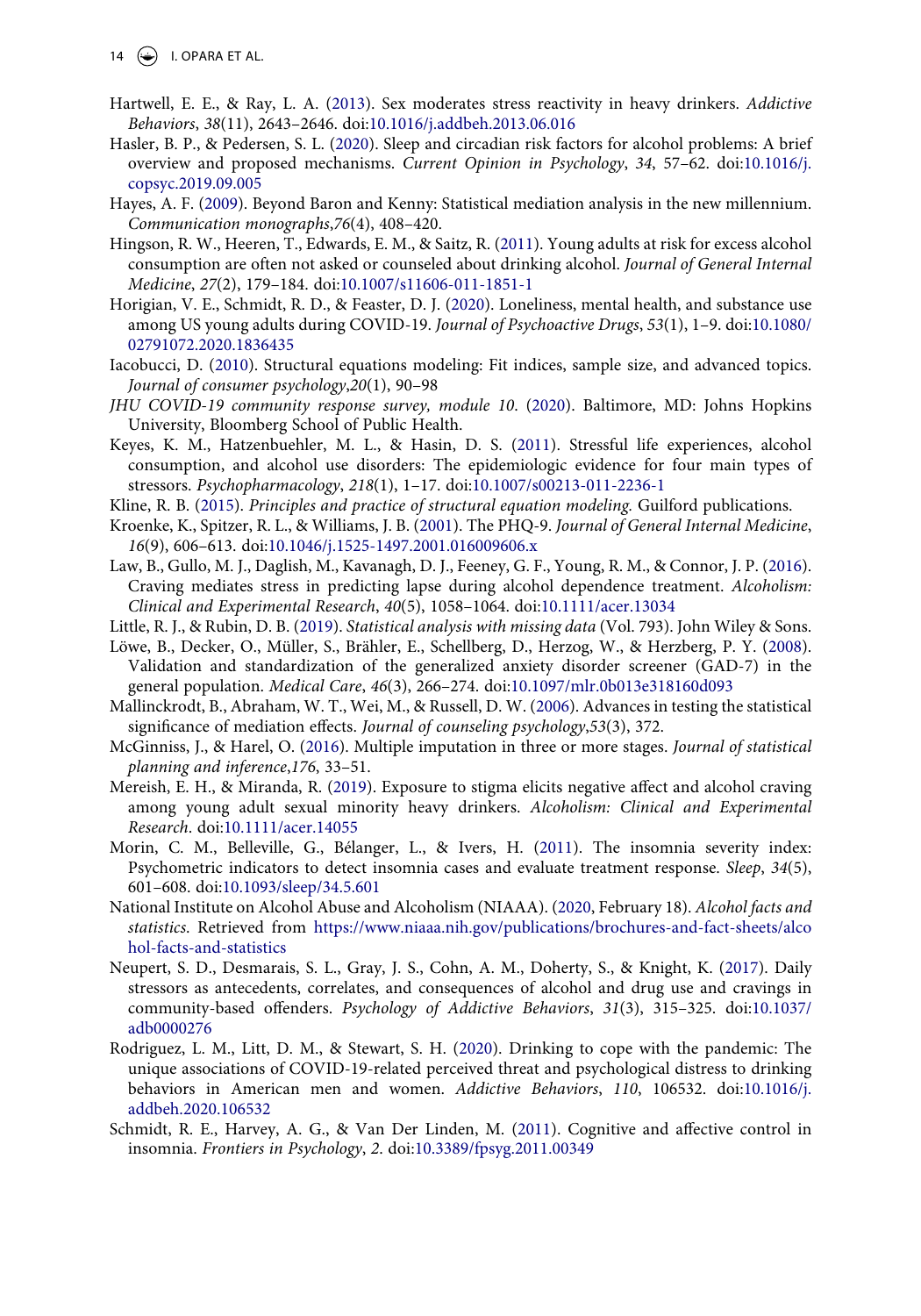Hartwell, E. E., & Ray, L. A. (2013). Sex moderates stress reactivity in heavy drinkers. *Addictive Behaviors*, *38*(11), 2643–2646. doi:10.1016/j.addbeh.2013.06.016

Hasler, B. P., & Pedersen, S. L. (2020). Sleep and circadian risk factors for alcohol problems: A brief overview and proposed mechanisms. *Current Opinion in Psychology*, *34*, 57–62. doi:10.1016/j.copsyc.2019.09.005

Hayes, A. F. (2009). Beyond Baron and Kenny: Statistical mediation analysis in the new millennium. *Communication monographs*,*76*(4), 408–420.

Hingson, R. W., Heeren, T., Edwards, E. M., & Saitz, R. (2011). Young adults at risk for excess alcohol consumption are often not asked or counseled about drinking alcohol. *Journal of General Internal Medicine*, *27*(2), 179–184. doi:10.1007/s11606-011-1851-1

Horigian, V. E., Schmidt, R. D., & Feaster, D. J. (2020). Loneliness, mental health, and substance use among US young adults during COVID-19. *Journal of Psychoactive Drugs*, *53*(1), 1–9. doi:10.1080/02791072.2020.1836435

Iacobucci, D. (2010). Structural equations modeling: Fit indices, sample size, and advanced topics. *Journal of consumer psychology*,*20*(1), 90–98

*JHU COVID-19 community response survey, module 10*. (2020). Baltimore, MD: Johns Hopkins University, Bloomberg School of Public Health.

Keyes, K. M., Hatzenbuehler, M. L., & Hasin, D. S. (2011). Stressful life experiences, alcohol consumption, and alcohol use disorders: The epidemiologic evidence for four main types of stressors. *Psychopharmacology*, *218*(1), 1–17. doi:10.1007/s00213-011-2236-1

Kline, R. B. (2015). *Principles and practice of structural equation modeling.* Guilford publications.

Kroenke, K., Spitzer, R. L., & Williams, J. B. (2001). The PHQ-9. *Journal of General Internal Medicine*, *16*(9), 606–613. doi:10.1046/j.1525-1497.2001.016009606.x

Law, B., Gullo, M. J., Daglish, M., Kavanagh, D. J., Feeney, G. F., Young, R. M., & Connor, J. P. (2016). Craving mediates stress in predicting lapse during alcohol dependence treatment. *Alcoholism: Clinical and Experimental Research*, *40*(5), 1058–1064. doi:10.1111/acer.13034

Little, R. J., & Rubin, D. B. (2019). *Statistical analysis with missing data* (Vol. 793). John Wiley & Sons.

Löwe, B., Decker, O., Müller, S., Brähler, E., Schellberg, D., Herzog, W., & Herzberg, P. Y. (2008). Validation and standardization of the generalized anxiety disorder screener (GAD-7) in the general population. *Medical Care*, *46*(3), 266–274. doi:10.1097/mlr.0b013e318160d093

Mallinckrodt, B., Abraham, W. T., Wei, M., & Russell, D. W. (2006). Advances in testing the statistical significance of mediation effects. *Journal of counseling psychology*,*53*(3), 372.

McGinniss, J., & Harel, O. (2016). Multiple imputation in three or more stages. *Journal of statistical planning and inference*,*176*, 33–51.

Mereish, E. H., & Miranda, R. (2019). Exposure to stigma elicits negative affect and alcohol craving among young adult sexual minority heavy drinkers. *Alcoholism: Clinical and Experimental Research*. doi:10.1111/acer.14055

Morin, C. M., Belleville, G., Bélanger, L., & Ivers, H. (2011). The insomnia severity index: Psychometric indicators to detect insomnia cases and evaluate treatment response. *Sleep*, *34*(5), 601–608. doi:10.1093/sleep/34.5.601

National Institute on Alcohol Abuse and Alcoholism (NIAAA). (2020, February 18). *Alcohol facts and statistics*. Retrieved from https://www.niaaa.nih.gov/publications/brochures-and-fact-sheets/alcohol-facts-and-statistics

Neupert, S. D., Desmarais, S. L., Gray, J. S., Cohn, A. M., Doherty, S., & Knight, K. (2017). Daily stressors as antecedents, correlates, and consequences of alcohol and drug use and cravings in community-based offenders. *Psychology of Addictive Behaviors*, *31*(3), 315–325. doi:10.1037/adb0000276

Rodriguez, L. M., Litt, D. M., & Stewart, S. H. (2020). Drinking to cope with the pandemic: The unique associations of COVID-19-related perceived threat and psychological distress to drinking behaviors in American men and women. *Addictive Behaviors*, *110*, 106532. doi:10.1016/j.addbeh.2020.106532

Schmidt, R. E., Harvey, A. G., & Van Der Linden, M. (2011). Cognitive and affective control in insomnia. *Frontiers in Psychology*, *2*. doi:10.3389/fpsyg.2011.00349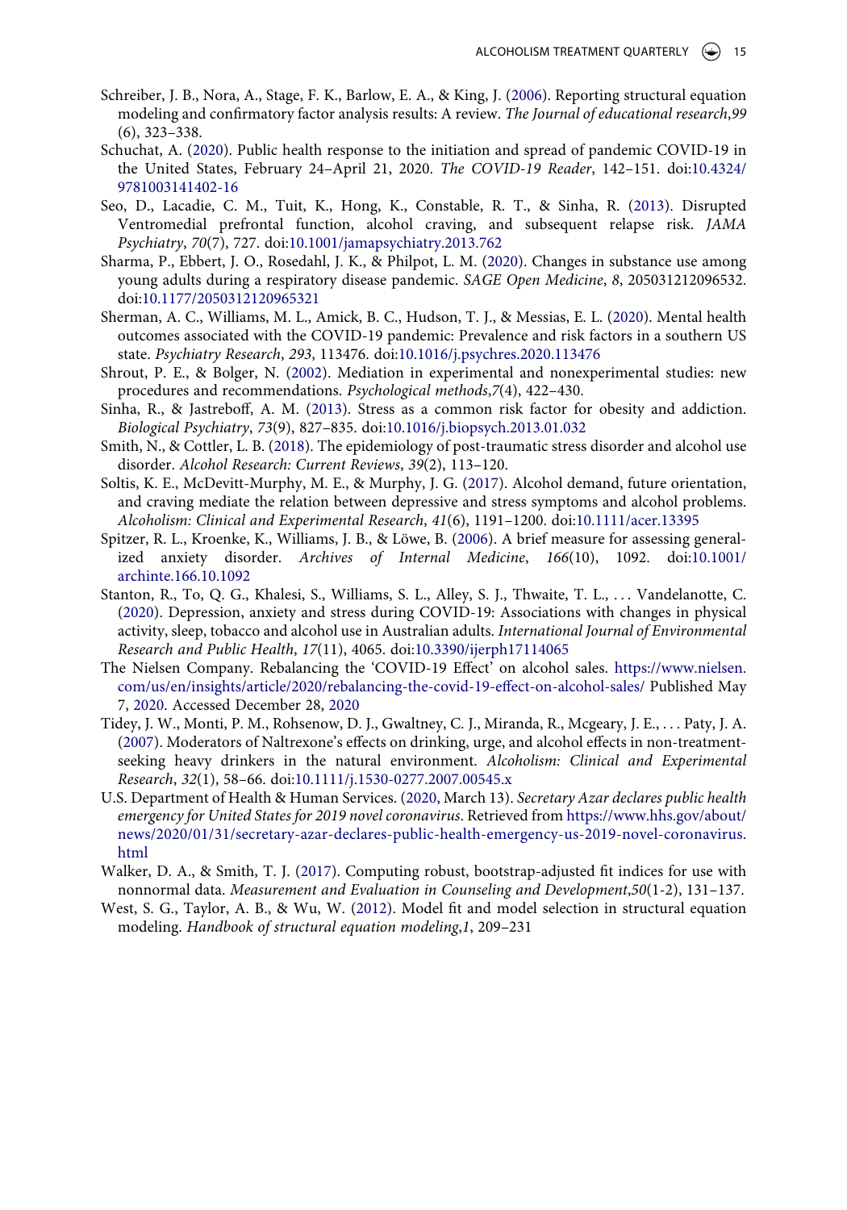Schreiber, J. B., Nora, A., Stage, F. K., Barlow, E. A., & King, J. (2006). Reporting structural equation modeling and confirmatory factor analysis results: A review. *The Journal of educational research*,*99* (6), 323–338.

Schuchat, A. (2020). Public health response to the initiation and spread of pandemic COVID-19 in the United States, February 24–April 21, 2020. *The COVID-19 Reader*, 142–151. doi:10.4324/9781003141402-16

Seo, D., Lacadie, C. M., Tuit, K., Hong, K., Constable, R. T., & Sinha, R. (2013). Disrupted Ventromedial prefrontal function, alcohol craving, and subsequent relapse risk. *JAMA Psychiatry*, *70*(7), 727. doi:10.1001/jamapsychiatry.2013.762

Sharma, P., Ebbert, J. O., Rosedahl, J. K., & Philpot, L. M. (2020). Changes in substance use among young adults during a respiratory disease pandemic. *SAGE Open Medicine*, *8*, 205031212096532. doi:10.1177/2050312120965321

Sherman, A. C., Williams, M. L., Amick, B. C., Hudson, T. J., & Messias, E. L. (2020). Mental health outcomes associated with the COVID-19 pandemic: Prevalence and risk factors in a southern US state. *Psychiatry Research*, *293*, 113476. doi:10.1016/j.psychres.2020.113476

Shrout, P. E., & Bolger, N. (2002). Mediation in experimental and nonexperimental studies: new procedures and recommendations. *Psychological methods*,*7*(4), 422–430.

Sinha, R., & Jastreboff, A. M. (2013). Stress as a common risk factor for obesity and addiction. *Biological Psychiatry*, *73*(9), 827–835. doi:10.1016/j.biopsych.2013.01.032

Smith, N., & Cottler, L. B. (2018). The epidemiology of post-traumatic stress disorder and alcohol use disorder. *Alcohol Research: Current Reviews*, *39*(2), 113–120.

Soltis, K. E., McDevitt-Murphy, M. E., & Murphy, J. G. (2017). Alcohol demand, future orientation, and craving mediate the relation between depressive and stress symptoms and alcohol problems. *Alcoholism: Clinical and Experimental Research*, *41*(6), 1191–1200. doi:10.1111/acer.13395

Spitzer, R. L., Kroenke, K., Williams, J. B., & Löwe, B. (2006). A brief measure for assessing generalized anxiety disorder. *Archives of Internal Medicine*, *166*(10), 1092. doi:10.1001/archinte.166.10.1092

Stanton, R., To, Q. G., Khalesi, S., Williams, S. L., Alley, S. J., Thwaite, T. L., . . . Vandelanotte, C. (2020). Depression, anxiety and stress during COVID-19: Associations with changes in physical activity, sleep, tobacco and alcohol use in Australian adults. *International Journal of Environmental Research and Public Health*, *17*(11), 4065. doi:10.3390/ijerph17114065

The Nielsen Company. Rebalancing the 'COVID-19 Effect' on alcohol sales. https://www.nielsen.com/us/en/insights/article/2020/rebalancing-the-covid-19-effect-on-alcohol-sales/ Published May 7, 2020. Accessed December 28, 2020

Tidey, J. W., Monti, P. M., Rohsenow, D. J., Gwaltney, C. J., Miranda, R., Mcgeary, J. E., . . . Paty, J. A. (2007). Moderators of Naltrexone's effects on drinking, urge, and alcohol effects in non-treatment-seeking heavy drinkers in the natural environment. *Alcoholism: Clinical and Experimental Research*, *32*(1), 58–66. doi:10.1111/j.1530-0277.2007.00545.x

U.S. Department of Health & Human Services. (2020, March 13). *Secretary Azar declares public health emergency for United States for 2019 novel coronavirus*. Retrieved from https://www.hhs.gov/about/news/2020/01/31/secretary-azar-declares-public-health-emergency-us-2019-novel-coronavirus.html

Walker, D. A., & Smith, T. J. (2017). Computing robust, bootstrap-adjusted fit indices for use with nonnormal data. *Measurement and Evaluation in Counseling and Development*,*50*(1-2), 131–137.

West, S. G., Taylor, A. B., & Wu, W. (2012). Model fit and model selection in structural equation modeling. *Handbook of structural equation modeling*,*1*, 209–231